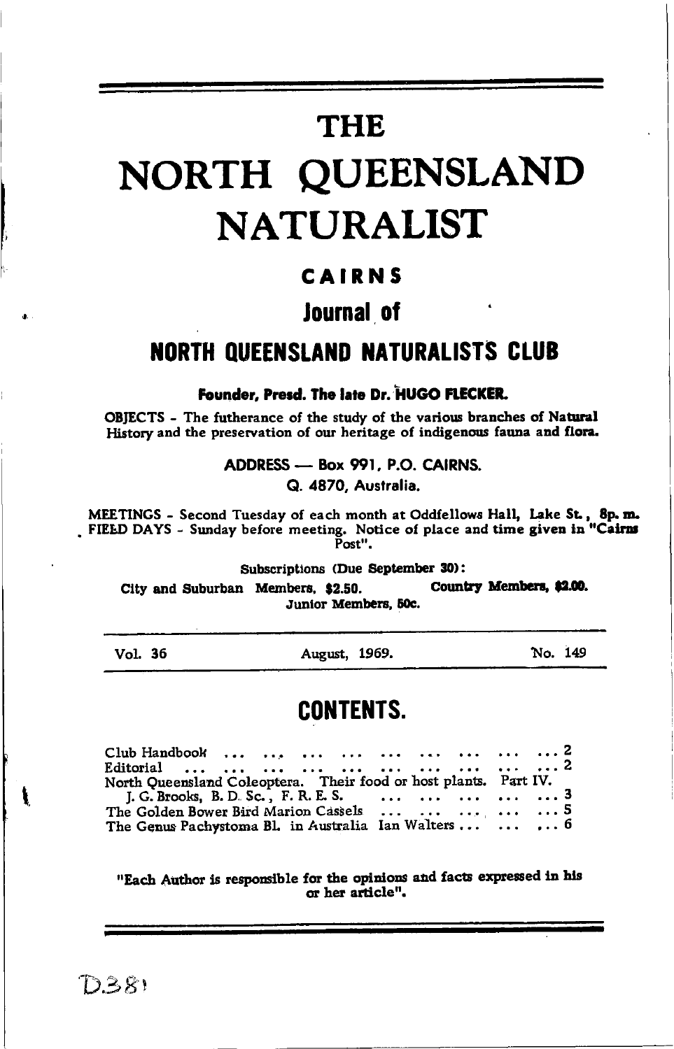# THE

# NORTH QUEENSLAND NATURALIST

## CAIRNS

## Journal of

## NORTH QUEENSLAND NATURALISTS CLUB

**Founder, Presd. The late Dr. HUGO FLECKER.**

OBJECTS - The futherance of the study of the various branches of Natural History and the preservation of our heritage of indigenous fauna and flora.

ADDRESS — Box 991, P.O. CAIRNS.
Q. 4870, Australia.

MEETINGS - Second Tuesday of each month at Oddfellows Hall, Lake St., 8p. m.
FIELD DAYS - Sunday before meeting. Notice of place and time given in "Cairns Post".

Subscriptions (Due September 30):

City and Suburban Members, $2.50. Country Members, $2.00.
Junior Members, 50c.

Vol. 36 August, 1969. No. 149

## CONTENTS.

Club Handbook ... ... ... ... ... ... ... ... ... ... 2
Editorial ... ... ... ... ... ... ... ... ... ... ... 2
North Queensland Coleoptera. Their food or host plants. Part IV.
J. G. Brooks, B. D. Sc., F. R. E. S. ... ... ... ... ... 3
The Golden Bower Bird Marion Cassels ... ... ... ... ... 5
The Genus Pachystoma Bl. in Australia Ian Walters ... ... ... 6

"Each Author is responsible for the opinions and facts expressed in his or her article".

D.381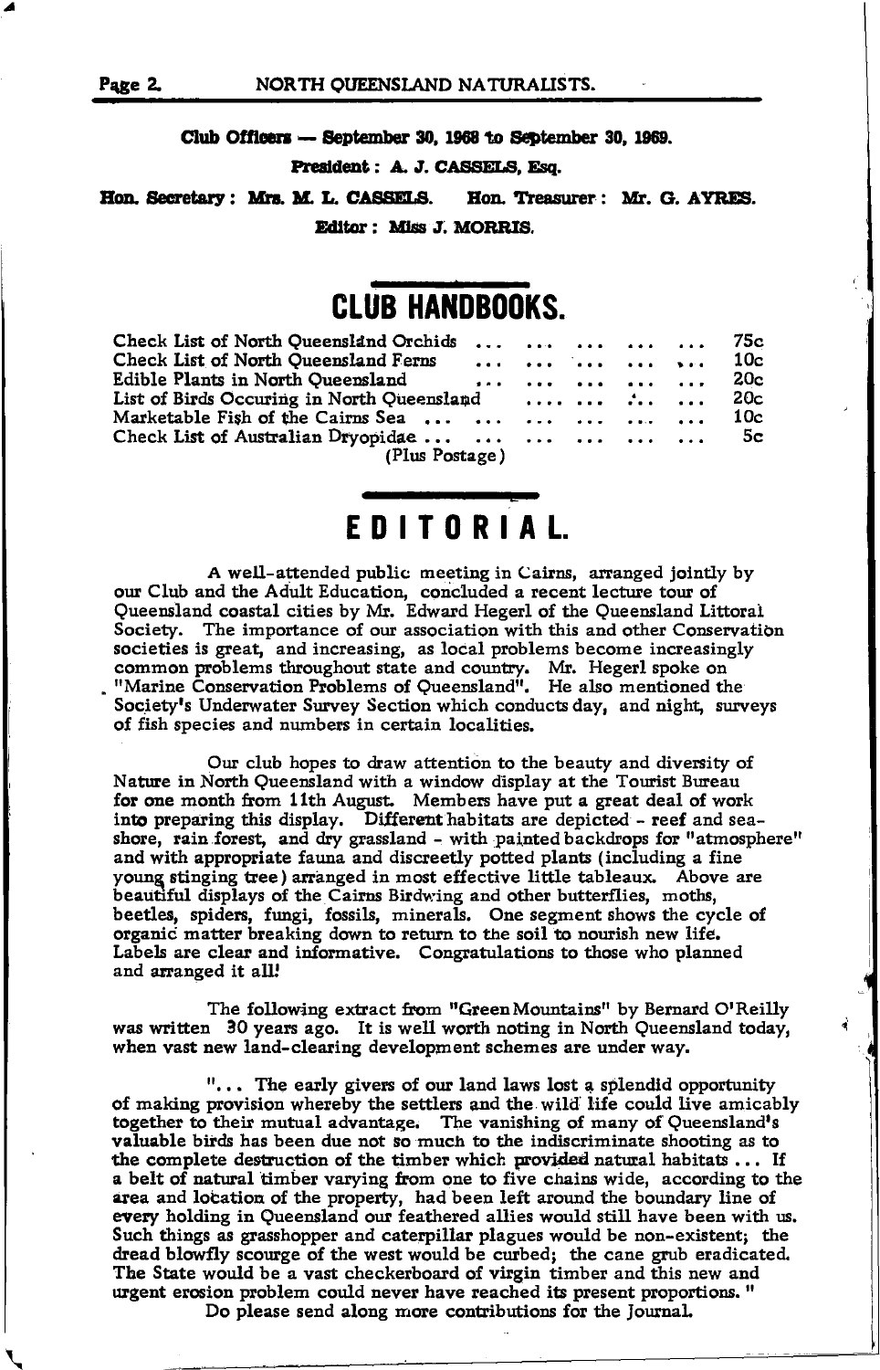**Club Officers — September 30, 1968 to September 30, 1969.**

**President : A. J. CASSELS, Esq.**

**Hon. Secretary : Mrs. M. L. CASSELS. Hon. Treasurer : Mr. G. AYRES.**

**Editor : Miss J. MORRIS.**

# CLUB HANDBOOKS.

| | |
|---|---|
| Check List of North Queensland Orchids | 75c |
| Check List of North Queensland Ferns | 10c |
| Edible Plants in North Queensland | 20c |
| List of Birds Occuring in North Queensland | 20c |
| Marketable Fish of the Cairns Sea | 10c |
| Check List of Australian Dryopidae | 5c |

(Plus Postage)

# EDITORIAL.

A well-attended public meeting in Cairns, arranged jointly by our Club and the Adult Education, concluded a recent lecture tour of Queensland coastal cities by Mr. Edward Hegerl of the Queensland Littoral Society. The importance of our association with this and other Conservation societies is great, and increasing, as local problems become increasingly common problems throughout state and country. Mr. Hegerl spoke on "Marine Conservation Problems of Queensland". He also mentioned the Society's Underwater Survey Section which conducts day, and night, surveys of fish species and numbers in certain localities.

Our club hopes to draw attention to the beauty and diversity of Nature in North Queensland with a window display at the Tourist Bureau for one month from 11th August. Members have put a great deal of work into preparing this display. Different habitats are depicted - reef and sea-shore, rain forest, and dry grassland - with painted backdrops for "atmosphere" and with appropriate fauna and discreetly potted plants (including a fine young stinging tree) arranged in most effective little tableaux. Above are beautiful displays of the Cairns Birdwing and other butterflies, moths, beetles, spiders, fungi, fossils, minerals. One segment shows the cycle of organic matter breaking down to return to the soil to nourish new life. Labels are clear and informative. Congratulations to those who planned and arranged it all!

The following extract from "Green Mountains" by Bernard O'Reilly was written 30 years ago. It is well worth noting in North Queensland today, when vast new land-clearing development schemes are under way.

"... The early givers of our land laws lost a splendid opportunity of making provision whereby the settlers and the wild life could live amicably together to their mutual advantage. The vanishing of many of Queensland's valuable birds has been due not so much to the indiscriminate shooting as to the complete destruction of the timber which provided natural habitats ... If a belt of natural timber varying from one to five chains wide, according to the area and location of the property, had been left around the boundary line of every holding in Queensland our feathered allies would still have been with us. Such things as grasshopper and caterpillar plagues would be non-existent; the dread blowfly scourge of the west would be curbed; the cane grub eradicated. The State would be a vast checkerboard of virgin timber and this new and urgent erosion problem could never have reached its present proportions. "

Do please send along more contributions for the Journal.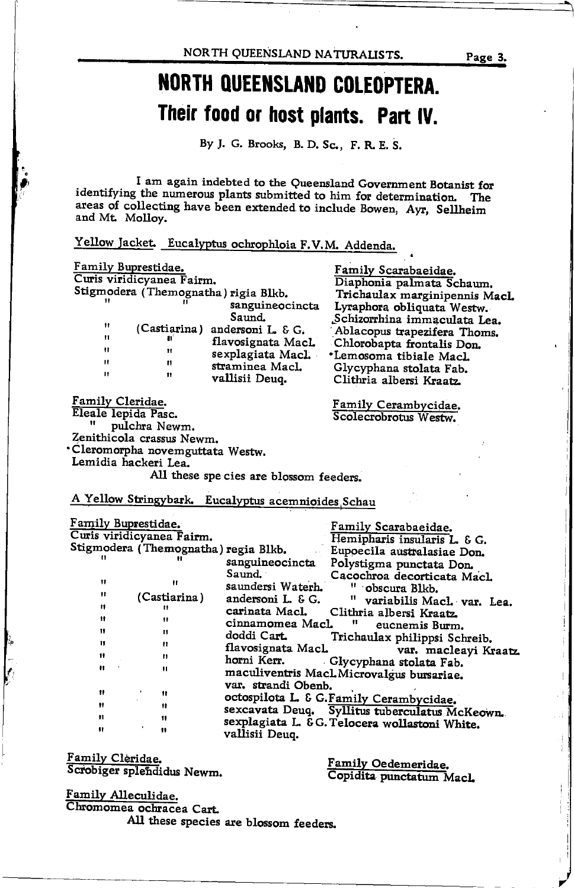# NORTH QUEENSLAND COLEOPTERA.

## Their food or host plants. Part IV.

By J. G. Brooks, B. D. Sc., F. R. E. S.

I am again indebted to the Queensland Government Botanist for identifying the numerous plants submitted to him for determination. The areas of collecting have been extended to include Bowen, Ayr, Sellheim and Mt. Molloy.

### Yellow Jacket. Eucalyptus ochrophloia F.V.M. Addenda.

Family Buprestidae.
Curis viridicyanea Fairm.
Stigmodera (Themognatha) regia Blkb.
" " sanguineocincta Saund.
" (Castiarina) andersoni L. & G.
" " flavosignata Macl.
" " sexplagiata Macl.
" " straminea Macl.
" " vallisii Deuq.

Family Cleridae.
Eleale lepida Pasc.
" pulchra Newm.
Zenithicola crassus Newm.
Cleromorpha novemguttata Westw.
Lemidia hackeri Lea.

Family Scarabaeidae.
Diaphonia palmata Schaum.
Trichaulax marginipennis Macl.
Lyraphora obliquata Westw.
Schizorrhina immaculata Lea.
Ablacopus trapezifera Thoms.
Chlorobapta frontalis Don.
Lemosoma tibiale Macl.
Glycyphana stolata Fab.
Clithria albersi Kraatz.

Family Cerambycidae.
Scolecrobrotus Westw.

All these species are blossom feeders.

### A Yellow Stringybark. Eucalyptus acemnioides Schau

Family Buprestidae.
Curis viridicyanea Fairm.
Stigmodera (Themognatha) regia Blkb.
" " sanguineocincta Saund.
" " saundersi Waterh.
" (Castiarina) andersoni L. & G.
" " carinata Macl.
" " cinnamomea Macl.
" " doddi Cart.
" " flavosignata Macl.
" " horni Kerr.
" " maculiventris Macl. var. strandi Obenb.
" " octospilota L. & G.
" " sexcavata Deuq.
" " sexplagiata L. & G.
" " vallisii Deuq.

Family Scarabaeidae.
Hemipharis insularis L. & G.
Eupoecila australasiae Don.
Polystigma punctata Don.
Cacochroa decorticata Macl.
" obscura Blkb.
" variabilis Macl. var. Lea.
Clithria albersi Kraatz.
" eucnemis Burm.
Trichaulax philippsi Schreib. var. macleayi Kraatz.
Glycyphana stolata Fab.
Microvalgus bursariae.

Family Cerambycidae.
Syllitus tuberculatus McKeown.
Telocera wollastoni White.

Family Cleridae.
Scrobiger splendidus Newm.

Family Alleculidae.
Chromomea ochracea Cart.

Family Oedemeridae.
Copidita punctatum Macl.

All these species are blossom feeders.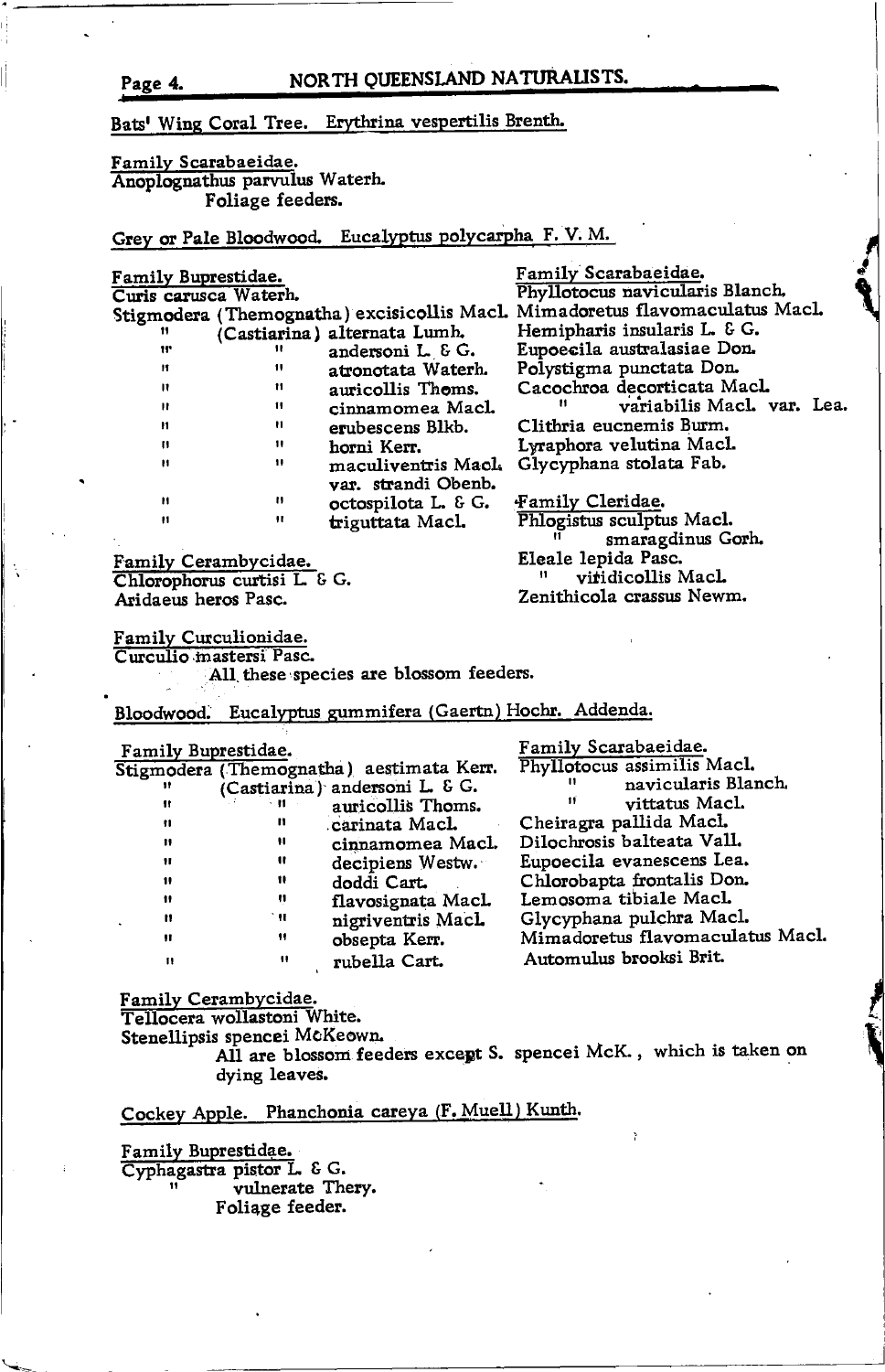Bats' Wing Coral Tree. Erythrina vespertilis Brenth.

Family Scarabaeidae.
Anoplognathus parvulus Waterh.
Foliage feeders.

Grey or Pale Bloodwood. Eucalyptus polycarpha F. V. M.

Family Buprestidae.
Curis carusca Waterh.
Stigmodera (Themognatha) excisicollis Macl.
" (Castiarina) alternata Lumh.
" " andersoni L. & G.
" " atronotata Waterh.
" " auricollis Thoms.
" " cinnamomea Macl.
" " erubescens Blkb.
" " horni Kerr.
" " maculiventris Macl. var. strandi Obenb.
" " octospilota L. & G.
" " triguttata Macl.

Family Cerambycidae.
Chlorophorus curtisi L. & G.
Aridaeus heros Pasc.

Family Scarabaeidae.
Phyllotocus navicularis Blanch.
Mimadoretus flavomaculatus Macl.
Hemipharis insularis L. & G.
Eupoecila australasiae Don.
Polystigma punctata Don.
Cacochroa decorticata Macl.
" variabilis Macl. var. Lea.
Clithria eucnemis Burm.
Lyraphora velutina Macl.
Glycyphana stolata Fab.

Family Cleridae.
Phlogistus sculptus Macl.
" smaragdinus Gorh.
Eleale lepida Pasc.
" viridicollis Macl.
Zenithicola crassus Newm.

Family Curculionidae.
Curculio mastersi Pasc.
All these species are blossom feeders.

Bloodwood. Eucalyptus gummifera (Gaertn) Hochr. Addenda.

Family Buprestidae.
Stigmodera (Themognatha) aestimata Kerr.
" (Castiarina) andersoni L. & G.
" " auricollis Thoms.
" " carinata Macl.
" " cinnamomea Macl.
" " decipiens Westw.
" " doddi Cart.
" " flavosignata Macl.
" " nigriventris Macl.
" " obsepta Kerr.
" " rubella Cart.

Family Scarabaeidae.
Phyllotocus assimilis Macl.
" navicularis Blanch.
" vittatus Macl.
Cheiragra pallida Macl.
Dilochrosis balteata Vall.
Eupoecila evanescens Lea.
Chlorobapta frontalis Don.
Lemosoma tibiale Macl.
Glycyphana pulchra Macl.
Mimadoretus flavomaculatus Macl.
Automulus brooksi Brit.

Family Cerambycidae.
Tellocera wollastoni White.
Stenellipsis spencei McKeown.
All are blossom feeders except S. spencei McK., which is taken on dying leaves.

Cockey Apple. Phanchonia careya (F. Muell) Kunth.

Family Buprestidae.
Cyphagastra pistor L. & G.
" vulnerate Thery.
Foliage feeder.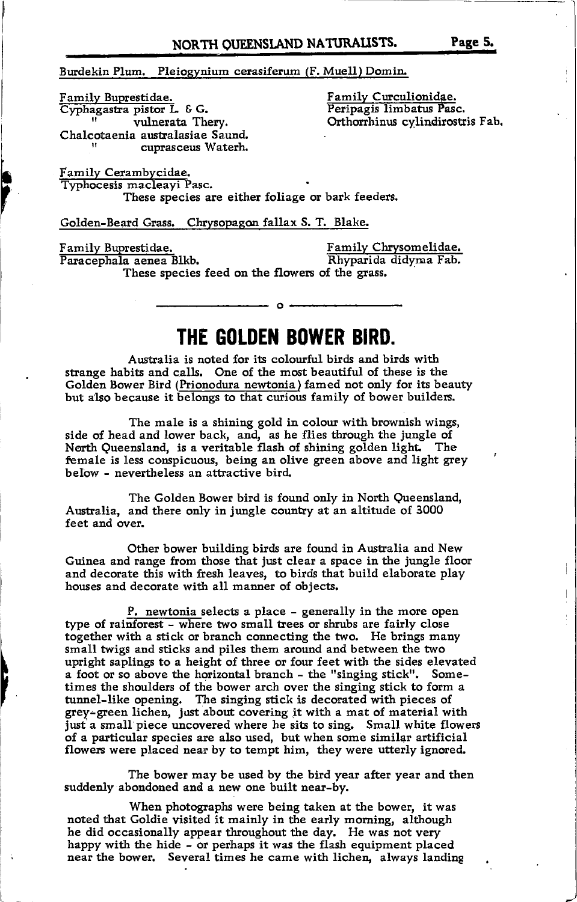Burdekin Plum. Pleiogynium cerasiferum (F. Muell) Domin.

Family Buprestidae.
Cyphagastra pistor L. & G.
" vulnerata Thery.
Chalcotaenia australasiae Saund.
" cuprasceus Waterh.

Family Curculionidae.
Peripagis limbatus Pasc.
Orthorrhinus cylindirostris Fab.

Family Cerambycidae.
Typhocesis macleayi Pasc.

These species are either foliage or bark feeders.

Golden-Beard Grass. Chrysopagon fallax S. T. Blake.

Family Buprestidae.
Paracephala aenea Blkb.

Family Chrysomelidae.
Rhyparida didyma Fab.

These species feed on the flowers of the grass.

---

# THE GOLDEN BOWER BIRD.

Australia is noted for its colourful birds and birds with strange habits and calls. One of the most beautiful of these is the Golden Bower Bird (Prionodura newtonia) famed not only for its beauty but also because it belongs to that curious family of bower builders.

The male is a shining gold in colour with brownish wings, side of head and lower back, and, as he flies through the jungle of North Queensland, is a veritable flash of shining golden light. The female is less conspicuous, being an olive green above and light grey below - nevertheless an attractive bird.

The Golden Bower bird is found only in North Queensland, Australia, and there only in jungle country at an altitude of 3000 feet and over.

Other bower building birds are found in Australia and New Guinea and range from those that just clear a space in the jungle floor and decorate this with fresh leaves, to birds that build elaborate play houses and decorate with all manner of objects.

P. newtonia selects a place - generally in the more open type of rainforest - where two small trees or shrubs are fairly close together with a stick or branch connecting the two. He brings many small twigs and sticks and piles them around and between the two upright saplings to a height of three or four feet with the sides elevated a foot or so above the horizontal branch - the "singing stick". Sometimes the shoulders of the bower arch over the singing stick to form a tunnel-like opening. The singing stick is decorated with pieces of grey-green lichen, just about covering it with a mat of material with just a small piece uncovered where he sits to sing. Small white flowers of a particular species are also used, but when some similar artificial flowers were placed near by to tempt him, they were utterly ignored.

The bower may be used by the bird year after year and then suddenly abondoned and a new one built near-by.

When photographs were being taken at the bower, it was noted that Goldie visited it mainly in the early morning, although he did occasionally appear throughout the day. He was not very happy with the hide - or perhaps it was the flash equipment placed near the bower. Several times he came with lichen, always landing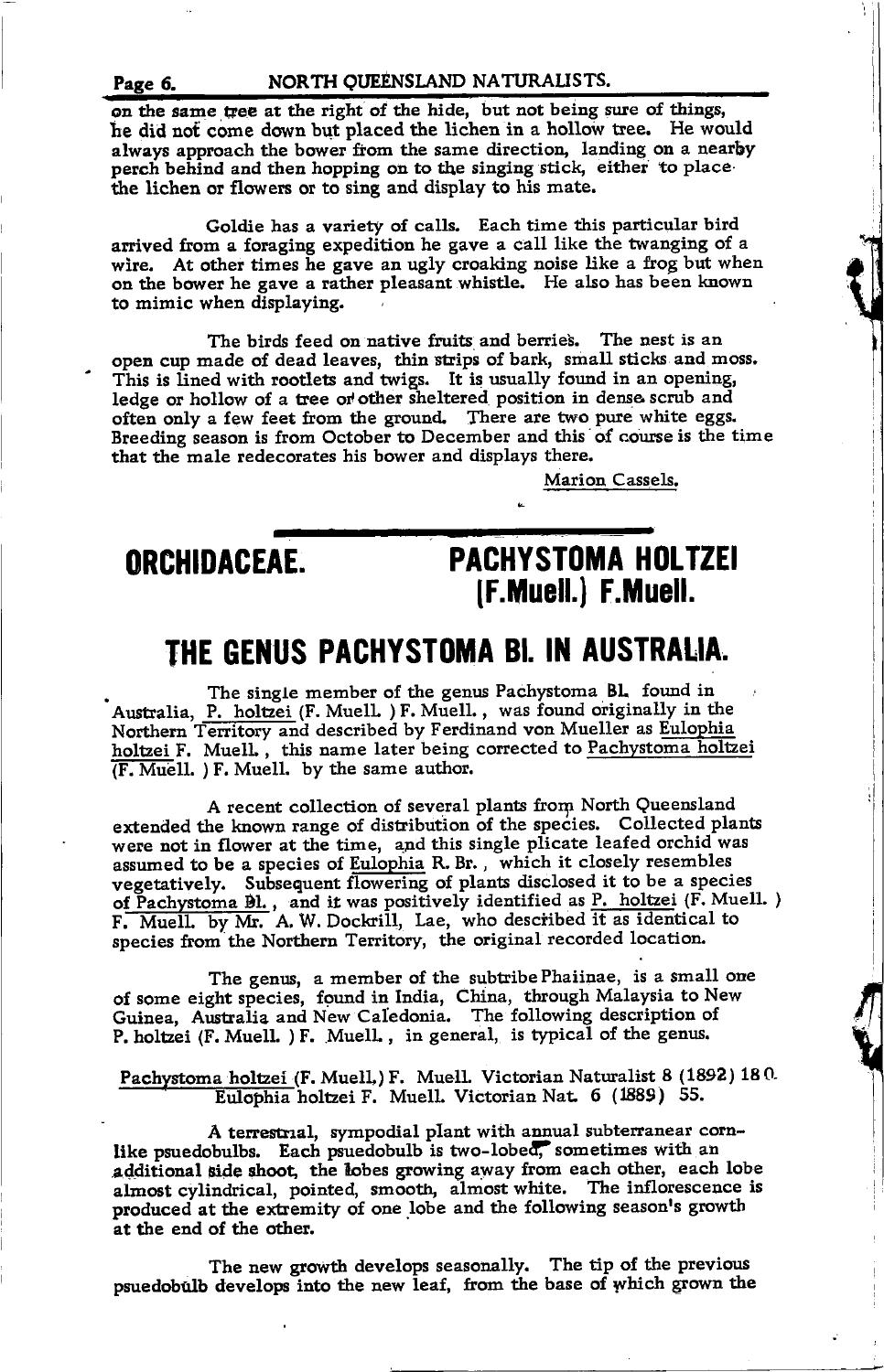on the same tree at the right of the hide, but not being sure of things, he did not come down but placed the lichen in a hollow tree. He would always approach the bower from the same direction, landing on a nearby perch behind and then hopping on to the singing stick, either to place the lichen or flowers or to sing and display to his mate.

Goldie has a variety of calls. Each time this particular bird arrived from a foraging expedition he gave a call like the twanging of a wire. At other times he gave an ugly croaking noise like a frog but when on the bower he gave a rather pleasant whistle. He also has been known to mimic when displaying.

The birds feed on native fruits and berries. The nest is an open cup made of dead leaves, thin strips of bark, small sticks and moss. This is lined with rootlets and twigs. It is usually found in an opening, ledge or hollow of a tree or other sheltered position in dense scrub and often only a few feet from the ground. There are two pure white eggs. Breeding season is from October to December and this of course is the time that the male redecorates his bower and displays there.

Marion Cassels.

---

## ORCHIDACEAE. PACHYSTOMA HOLTZEI (F.Muell.) F.Muell.

## THE GENUS PACHYSTOMA BI. IN AUSTRALIA.

The single member of the genus Pachystoma Bl. found in Australia, P. holtzei (F. Muell. ) F. Muell., was found originally in the Northern Territory and described by Ferdinand von Mueller as Eulophia holtzei F. Muell. , this name later being corrected to Pachystoma holtzei (F. Muell. ) F. Muell. by the same author.

A recent collection of several plants from North Queensland extended the known range of distribution of the species. Collected plants were not in flower at the time, and this single plicate leafed orchid was assumed to be a species of Eulophia R. Br. , which it closely resembles vegetatively. Subsequent flowering of plants disclosed it to be a species of Pachystoma Bl. , and it was positively identified as P. holtzei (F. Muell. ) F. Muell. by Mr. A. W. Dockrill, Lae, who described it as identical to species from the Northern Territory, the original recorded location.

The genus, a member of the subtribe Phaiinae, is a small one of some eight species, found in India, China, through Malaysia to New Guinea, Australia and New Caledonia. The following description of P. holtzei (F. Muell. ) F. Muell. , in general, is typical of the genus.

Pachystoma holtzei (F. Muell.) F. Muell. Victorian Naturalist 8 (1892) 180.
Eulophia holtzei F. Muell. Victorian Nat. 6 (1889) 55.

A terrestrial, sympodial plant with annual subterranear corn-like psuedobulbs. Each psuedobulb is two-lobed, sometimes with an additional side shoot, the lobes growing away from each other, each lobe almost cylindrical, pointed, smooth, almost white. The inflorescence is produced at the extremity of one lobe and the following season's growth at the end of the other.

The new growth develops seasonally. The tip of the previous psuedobulb develops into the new leaf, from the base of which grown the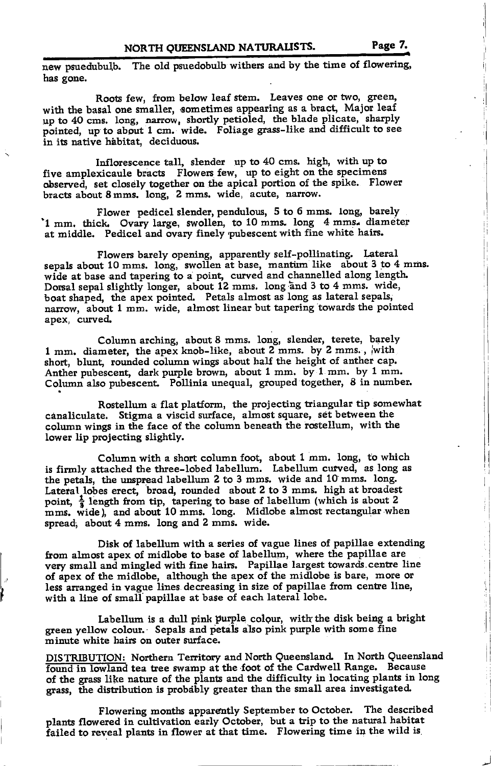new psuedubulb. The old psuedobulb withers and by the time of flowering, has gone.

Roots few, from below leaf stem. Leaves one or two, green, with the basal one smaller, sometimes appearing as a bract, Major leaf up to 40 cms. long, narrow, shortly petioled, the blade plicate, sharply pointed, up to about 1 cm. wide. Foliage grass-like and difficult to see in its native habitat, deciduous.

Inflorescence tall, slender up to 40 cms. high, with up to five amplexicaule bracts Flowers few, up to eight on the specimens observed, set closely together on the apical portion of the spike. Flower bracts about 8 mms. long, 2 mms. wide, acute, narrow.

Flower pedicel slender, pendulous, 5 to 6 mms. long, barely 1 mm. thick. Ovary large, swollen, to 10 mms. long 4 mms. diameter at middle. Pedicel and ovary finely pubescent with fine white hairs.

Flowers barely opening, apparently self-pollinating. Lateral sepals about 10 mms. long, swollen at base, mantum like about 3 to 4 mms. wide at base and tapering to a point, curved and channelled along length. Dorsal sepal slightly longer, about 12 mms. long and 3 to 4 mms. wide, boat shaped, the apex pointed. Petals almost as long as lateral sepals, narrow, about 1 mm. wide, almost linear but tapering towards the pointed apex, curved.

Column arching, about 8 mms. long, slender, terete, barely 1 mm. diameter, the apex knob-like, about 2 mms. by 2 mms., with short, blunt, rounded column wings about half the height of anther cap. Anther pubescent, dark purple brown, about 1 mm. by 1 mm. by 1 mm. Column also pubescent. Pollinia unequal, grouped together, 8 in number.

Rostellum a flat platform, the projecting triangular tip somewhat canaliculate. Stigma a viscid surface, almost square, set between the column wings in the face of the column beneath the rostellum, with the lower lip projecting slightly.

Column with a short column foot, about 1 mm. long, to which is firmly attached the three-lobed labellum. Labellum curved, as long as the petals, the unspread labellum 2 to 3 mms. wide and 10 mms. long. Lateral lobes erect, broad, rounded about 2 to 3 mms. high at broadest point, ⅓ length from tip, tapering to base of labellum (which is about 2 mms. wide), and about 10 mms. long. Midlobe almost rectangular when spread, about 4 mms. long and 2 mms. wide.

Disk of labellum with a series of vague lines of papillae extending from almost apex of midlobe to base of labellum, where the papillae are very small and mingled with fine hairs. Papillae largest towards centre line of apex of the midlobe, although the apex of the midlobe is bare, more or less arranged in vague lines decreasing in size of papillae from centre line, with a line of small papillae at base of each lateral lobe.

Labellum is a dull pink purple colour, with the disk being a bright green yellow colour. Sepals and petals also pink purple with some fine minute white hairs on outer surface.

DISTRIBUTION: Northern Territory and North Queensland. In North Queensland found in lowland tea tree swamp at the foot of the Cardwell Range. Because of the grass like nature of the plants and the difficulty in locating plants in long grass, the distribution is probably greater than the small area investigated.

Flowering months apparently September to October. The described plants flowered in cultivation early October, but a trip to the natural habitat failed to reveal plants in flower at that time. Flowering time in the wild is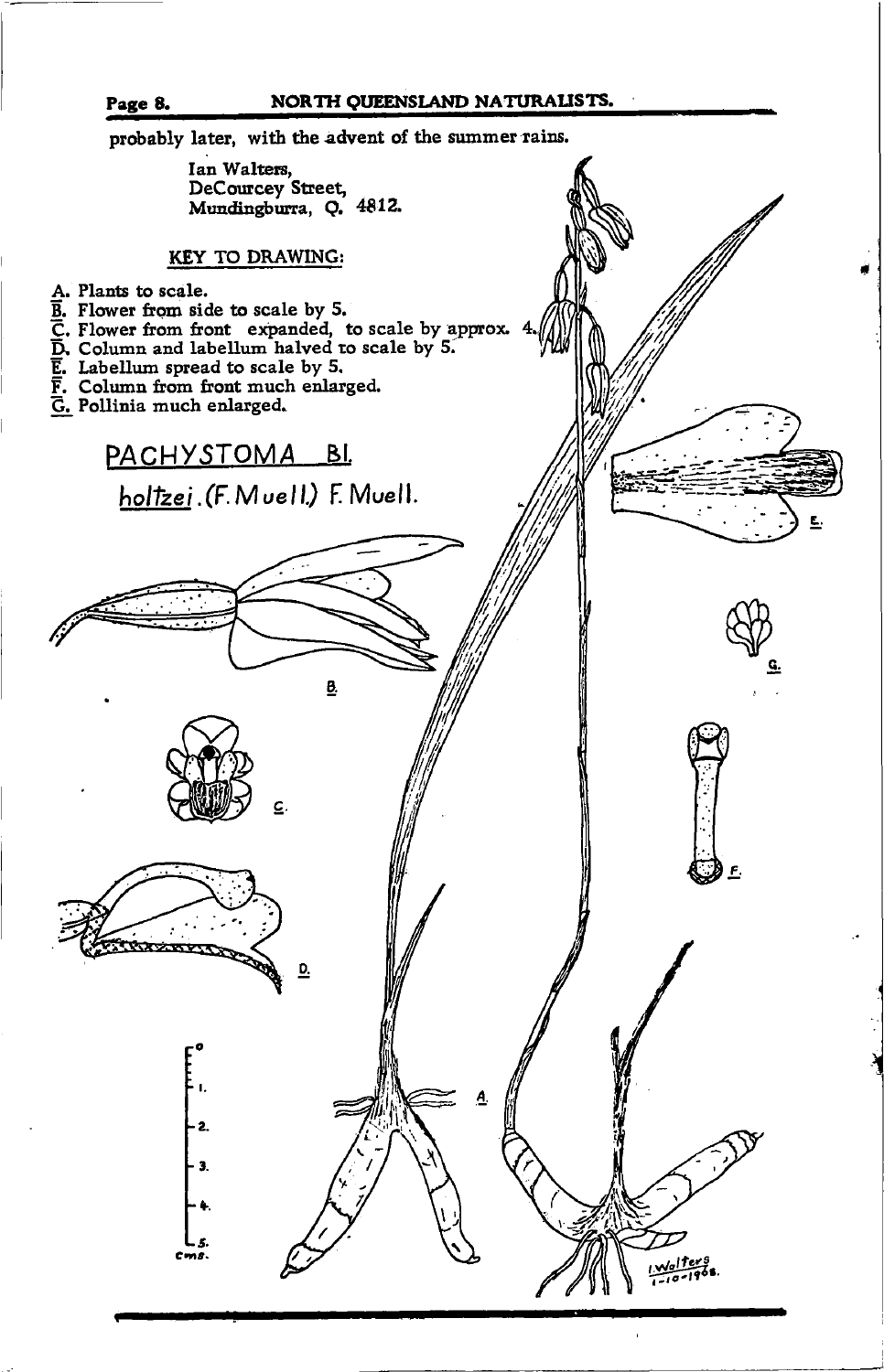probably later, with the advent of the summer rains.

Ian Walters,
DeCourcey Street,
Mundingburra, Q. 4812.

KEY TO DRAWING:

A. Plants to scale.
B. Flower from side to scale by 5.
C. Flower from front expanded, to scale by approx. 4.
D. Column and labellum halved to scale by 5.
E. Labellum spread to scale by 5.
F. Column from front much enlarged.
G. Pollinia much enlarged.

PACHYSTOMA Bl.

holtzei.(F.Muell.) F.Muell.

B.

C.

D.

E.

F.

G.

A.

0
1.
2.
3.
4.
5.
cms.

I.Walters
1-10-1968.